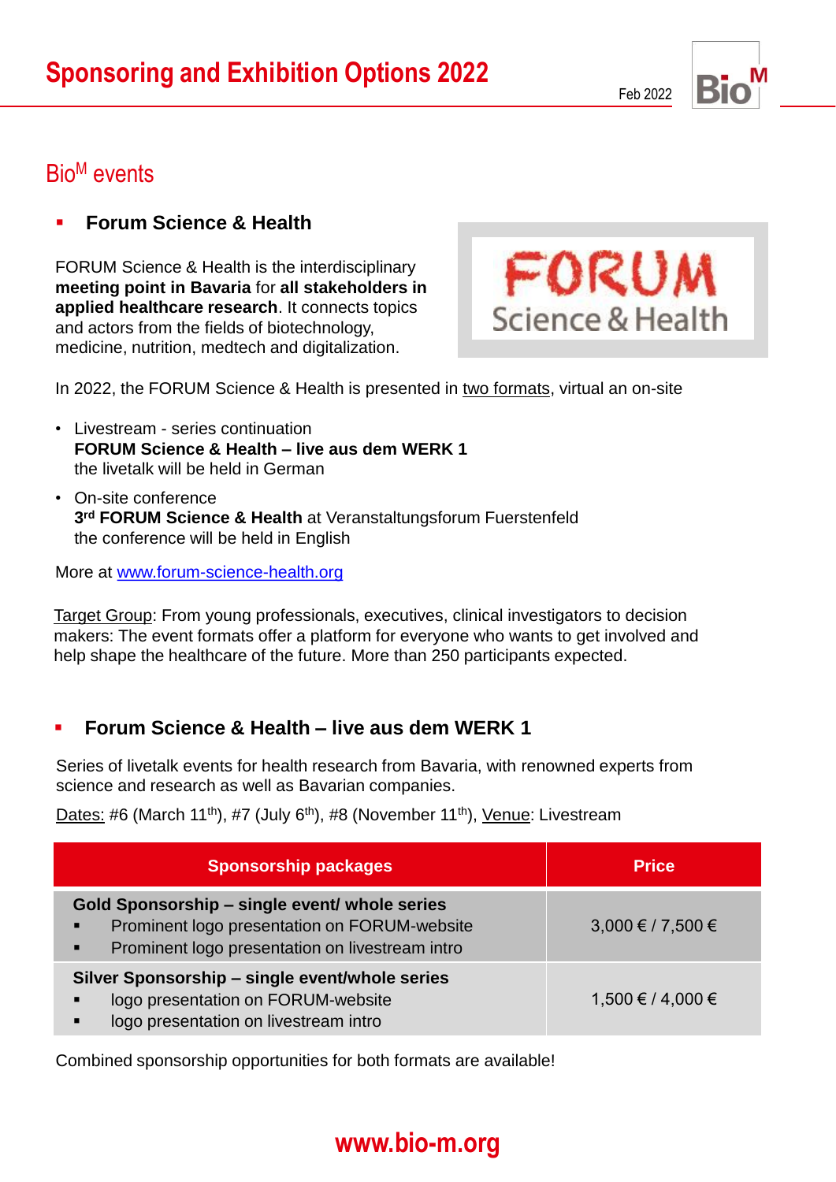# Sponsoring and Exhibition Options 2022

Feb 2022

## BioM events

### Forum Science & Health

FORUM Science & Health is the interdisciplinary **meeting point in Bavaria** for **all stakeholders in applied healthcare research**. It connects topics and actors from the fields of biotechnology, medicine, nutrition, medtech and digitalization.

FORUM Science & Health

In 2022, the FORUM Science & Health is presented in two formats, virtual an on-site

- Livestream - series continuation
  **FORUM Science & Health – live aus dem WERK 1**
  the livetalk will be held in German
- On-site conference
  **3rd FORUM Science & Health** at Veranstaltungsforum Fuerstenfeld
  the conference will be held in English

More at www.forum-science-health.org

Target Group: From young professionals, executives, clinical investigators to decision makers: The event formats offer a platform for everyone who wants to get involved and help shape the healthcare of the future. More than 250 participants expected.

### Forum Science & Health – live aus dem WERK 1

Series of livetalk events for health research from Bavaria, with renowned experts from science and research as well as Bavarian companies.

Dates: #6 (March 11th), #7 (July 6th), #8 (November 11th), Venue: Livestream

| Sponsorship packages | Price |
| --- | --- |
| **Gold Sponsorship – single event/ whole series**<br>▪ Prominent logo presentation on FORUM-website<br>▪ Prominent logo presentation on livestream intro | 3,000 € / 7,500 € |
| **Silver Sponsorship – single event/whole series**<br>▪ logo presentation on FORUM-website<br>▪ logo presentation on livestream intro | 1,500 € / 4,000 € |

Combined sponsorship opportunities for both formats are available!

www.bio-m.org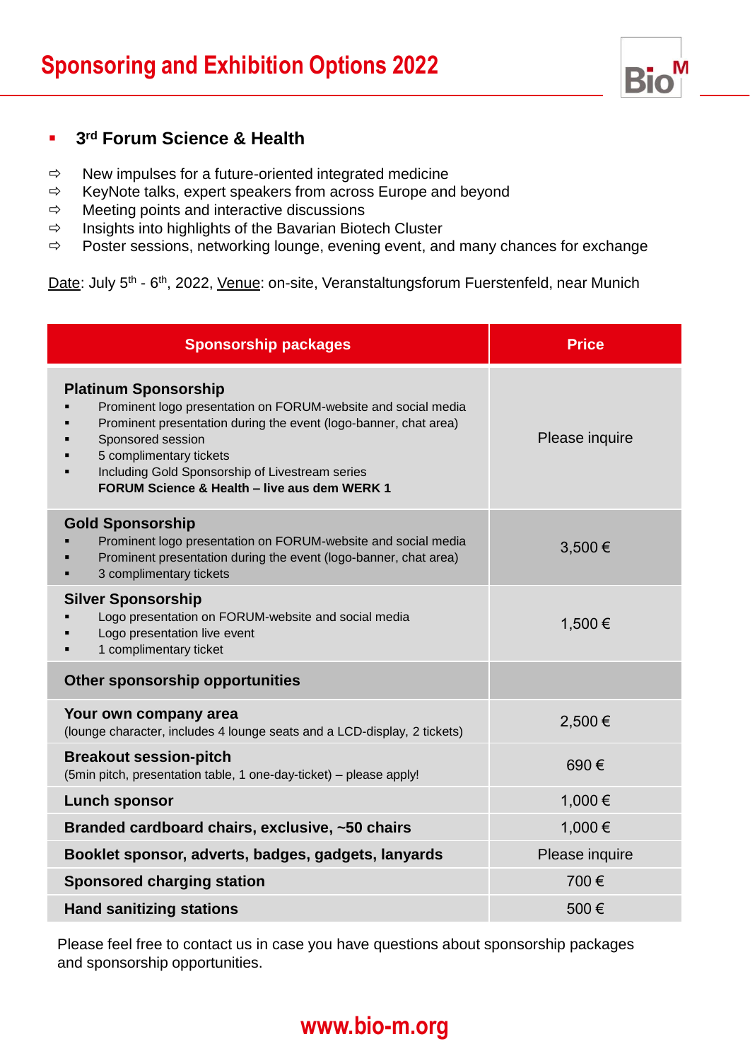# Sponsoring and Exhibition Options 2022

- **3rd Forum Science & Health**

⇨ New impulses for a future-oriented integrated medicine
⇨ KeyNote talks, expert speakers from across Europe and beyond
⇨ Meeting points and interactive discussions
⇨ Insights into highlights of the Bavarian Biotech Cluster
⇨ Poster sessions, networking lounge, evening event, and many chances for exchange

Date: July 5th - 6th, 2022, Venue: on-site, Veranstaltungsforum Fuerstenfeld, near Munich

| Sponsorship packages | Price |
|---|---|
| **Platinum Sponsorship**<br>▪ Prominent logo presentation on FORUM-website and social media<br>▪ Prominent presentation during the event (logo-banner, chat area)<br>▪ Sponsored session<br>▪ 5 complimentary tickets<br>▪ Including Gold Sponsorship of Livestream series **FORUM Science & Health – live aus dem WERK 1** | Please inquire |
| **Gold Sponsorship**<br>▪ Prominent logo presentation on FORUM-website and social media<br>▪ Prominent presentation during the event (logo-banner, chat area)<br>▪ 3 complimentary tickets | 3,500 € |
| **Silver Sponsorship**<br>▪ Logo presentation on FORUM-website and social media<br>▪ Logo presentation live event<br>▪ 1 complimentary ticket | 1,500 € |
| **Other sponsorship opportunities** | |
| **Your own company area**<br>(lounge character, includes 4 lounge seats and a LCD-display, 2 tickets) | 2,500 € |
| **Breakout session-pitch**<br>(5min pitch, presentation table, 1 one-day-ticket) – please apply! | 690 € |
| **Lunch sponsor** | 1,000 € |
| **Branded cardboard chairs, exclusive, ~50 chairs** | 1,000 € |
| **Booklet sponsor, adverts, badges, gadgets, lanyards** | Please inquire |
| **Sponsored charging station** | 700 € |
| **Hand sanitizing stations** | 500 € |

Please feel free to contact us in case you have questions about sponsorship packages and sponsorship opportunities.

**www.bio-m.org**